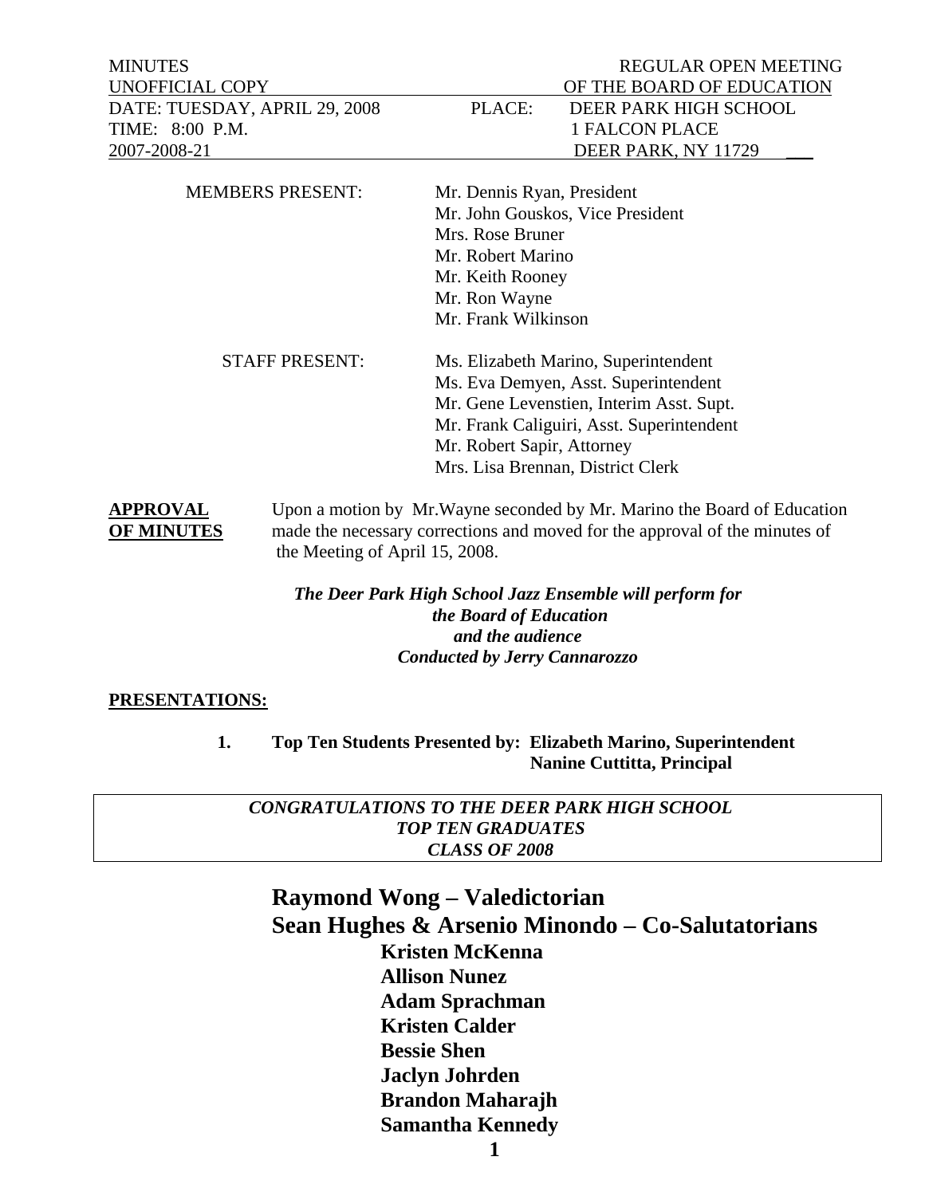| MINUTES | | REGULAR OPEN MEETING |
|---|---|---|
| UNOFFICIAL COPY | | OF THE BOARD OF EDUCATION |
| DATE: TUESDAY, APRIL 29, 2008 | PLACE: | DEER PARK HIGH SCHOOL |
| TIME: 8:00 P.M. | | 1 FALCON PLACE |
| 2007-2008-21 | | DEER PARK, NY 11729 |

**MEMBERS PRESENT:**

Mr. Dennis Ryan, President
Mr. John Gouskos, Vice President
Mrs. Rose Bruner
Mr. Robert Marino
Mr. Keith Rooney
Mr. Ron Wayne
Mr. Frank Wilkinson

**STAFF PRESENT:**

Ms. Elizabeth Marino, Superintendent
Ms. Eva Demyen, Asst. Superintendent
Mr. Gene Levenstien, Interim Asst. Supt.
Mr. Frank Caliguiri, Asst. Superintendent
Mr. Robert Sapir, Attorney
Mrs. Lisa Brennan, District Clerk

**APPROVAL OF MINUTES**

Upon a motion by Mr.Wayne seconded by Mr. Marino the Board of Education made the necessary corrections and moved for the approval of the minutes of the Meeting of April 15, 2008.

***The Deer Park High School Jazz Ensemble will perform for the Board of Education and the audience Conducted by Jerry Cannarozzo***

**PRESENTATIONS:**

1. **Top Ten Students Presented by: Elizabeth Marino, Superintendent**
   **Nanine Cuttitta, Principal**

***CONGRATULATIONS TO THE DEER PARK HIGH SCHOOL TOP TEN GRADUATES CLASS OF 2008***

**Raymond Wong – Valedictorian**
**Sean Hughes & Arsenio Minondo – Co-Salutatorians**
**Kristen McKenna**
**Allison Nunez**
**Adam Sprachman**
**Kristen Calder**
**Bessie Shen**
**Jaclyn Johrden**
**Brandon Maharajh**
**Samantha Kennedy**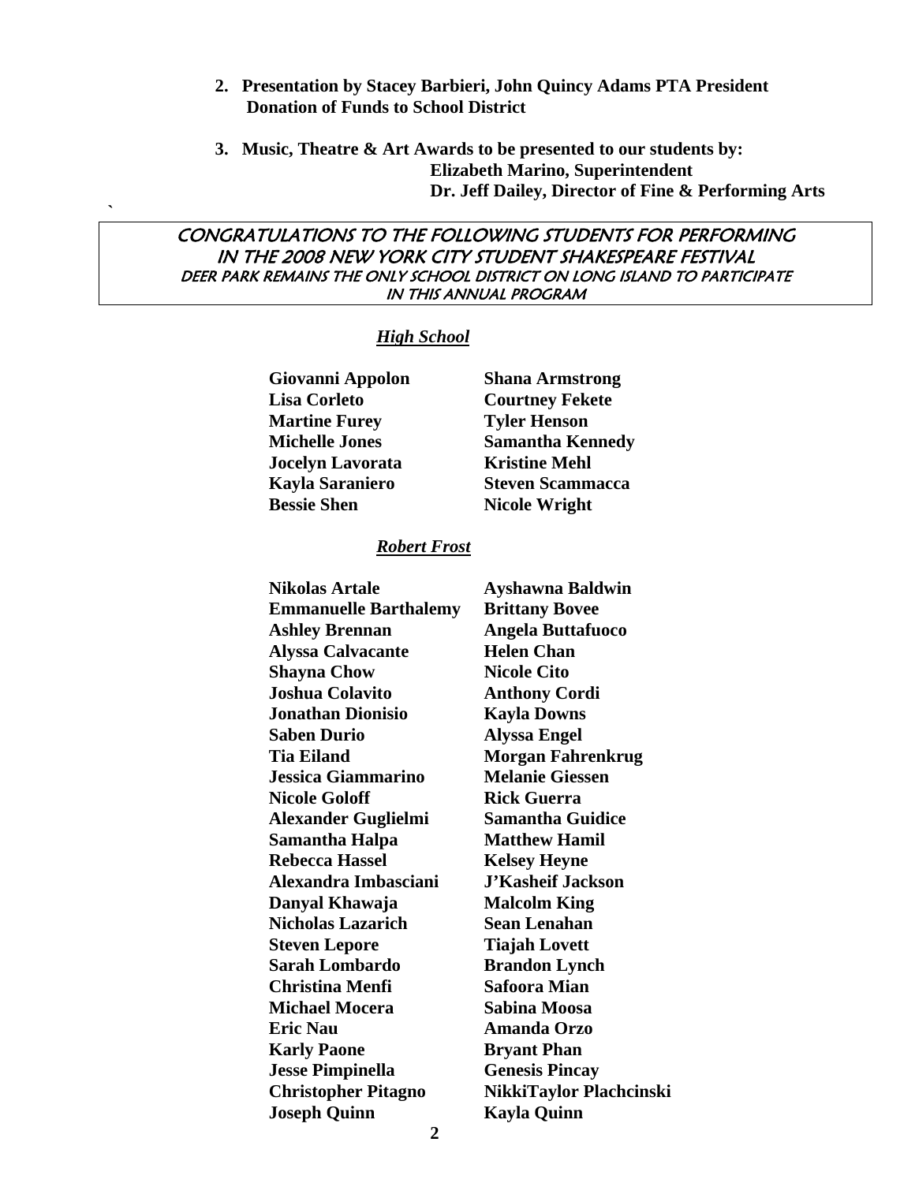2. **Presentation by Stacey Barbieri, John Quincy Adams PTA President**
   **Donation of Funds to School District**

3. **Music, Theatre & Art Awards to be presented to our students by:**
   **Elizabeth Marino, Superintendent**
   **Dr. Jeff Dailey, Director of Fine & Performing Arts**

`

## CONGRATULATIONS TO THE FOLLOWING STUDENTS FOR PERFORMING IN THE 2008 NEW YORK CITY STUDENT SHAKESPEARE FESTIVAL

DEER PARK REMAINS THE ONLY SCHOOL DISTRICT ON LONG ISLAND TO PARTICIPATE IN THIS ANNUAL PROGRAM

### ***High School***

**Giovanni Appolon**
**Shana Armstrong**
**Lisa Corleto**
**Courtney Fekete**
**Martine Furey**
**Tyler Henson**
**Michelle Jones**
**Samantha Kennedy**
**Jocelyn Lavorata**
**Kristine Mehl**
**Kayla Saraniero**
**Steven Scammacca**
**Bessie Shen**
**Nicole Wright**

### ***Robert Frost***

**Nikolas Artale**
**Ayshawna Baldwin**
**Emmanuelle Barthalemy**
**Brittany Bovee**
**Ashley Brennan**
**Angela Buttafuoco**
**Alyssa Calvacante**
**Helen Chan**
**Shayna Chow**
**Nicole Cito**
**Joshua Colavito**
**Anthony Cordi**
**Jonathan Dionisio**
**Kayla Downs**
**Saben Durio**
**Alyssa Engel**
**Tia Eiland**
**Morgan Fahrenkrug**
**Jessica Giammarino**
**Melanie Giessen**
**Nicole Goloff**
**Rick Guerra**
**Alexander Guglielmi**
**Samantha Guidice**
**Samantha Halpa**
**Matthew Hamil**
**Rebecca Hassel**
**Kelsey Heyne**
**Alexandra Imbasciani**
**J'Kasheif Jackson**
**Danyal Khawaja**
**Malcolm King**
**Nicholas Lazarich**
**Sean Lenahan**
**Steven Lepore**
**Tiajah Lovett**
**Sarah Lombardo**
**Brandon Lynch**
**Christina Menfi**
**Safoora Mian**
**Michael Mocera**
**Sabina Moosa**
**Eric Nau**
**Amanda Orzo**
**Karly Paone**
**Bryant Phan**
**Jesse Pimpinella**
**Genesis Pincay**
**Christopher Pitagno**
**NikkiTaylor Plachcinski**
**Joseph Quinn**
**Kayla Quinn**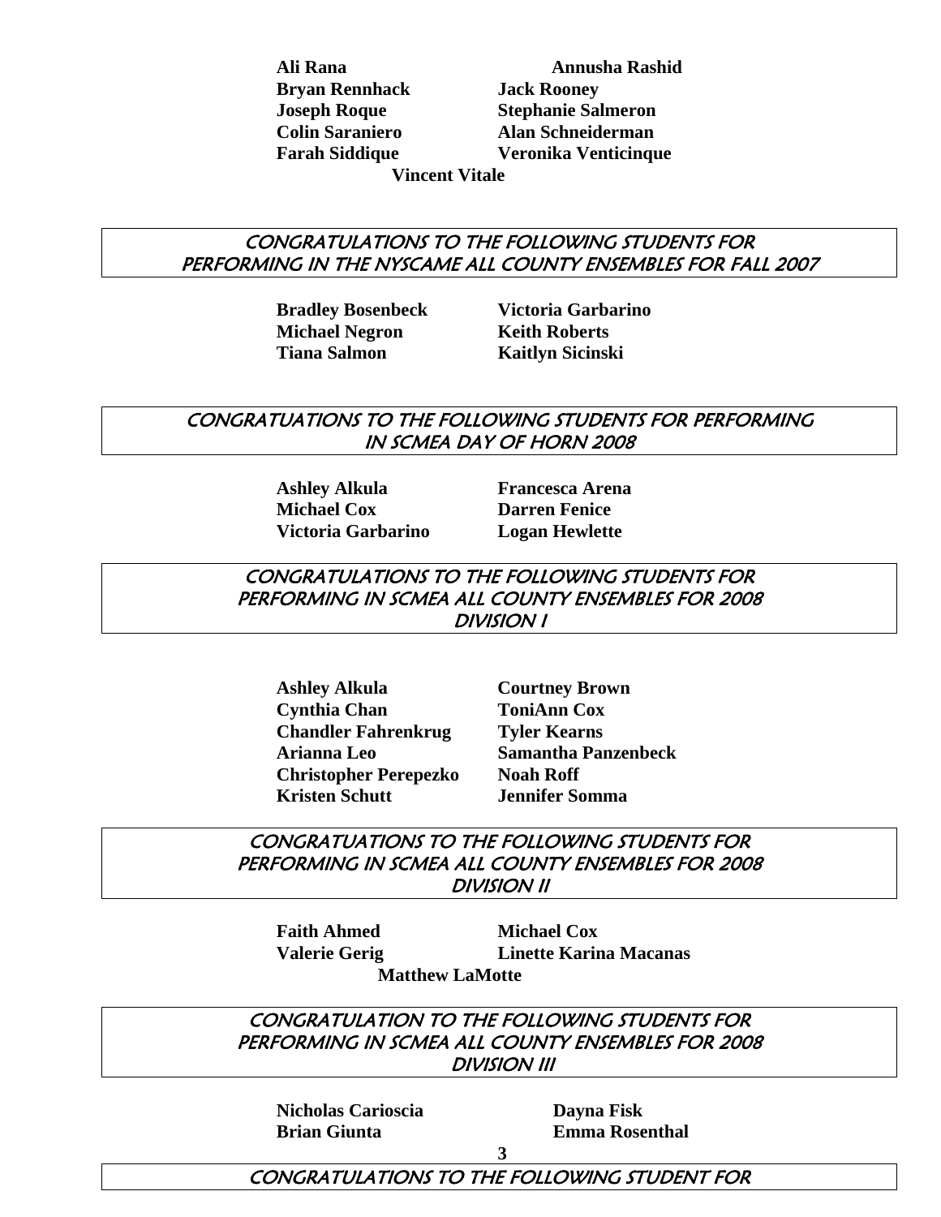**Ali Rana** **Annusha Rashid**
**Bryan Rennhack** **Jack Rooney**
**Joseph Roque** **Stephanie Salmeron**
**Colin Saraniero** **Alan Schneiderman**
**Farah Siddique** **Veronika Venticinque**
**Vincent Vitale**

## CONGRATULATIONS TO THE FOLLOWING STUDENTS FOR PERFORMING IN THE NYSCAME ALL COUNTY ENSEMBLES FOR FALL 2007

**Bradley Bosenbeck** **Victoria Garbarino**
**Michael Negron** **Keith Roberts**
**Tiana Salmon** **Kaitlyn Sicinski**

## CONGRATUATIONS TO THE FOLLOWING STUDENTS FOR PERFORMING IN SCMEA DAY OF HORN 2008

**Ashley Alkula** **Francesca Arena**
**Michael Cox** **Darren Fenice**
**Victoria Garbarino** **Logan Hewlette**

## CONGRATULATIONS TO THE FOLLOWING STUDENTS FOR PERFORMING IN SCMEA ALL COUNTY ENSEMBLES FOR 2008 DIVISION I

**Ashley Alkula** **Courtney Brown**
**Cynthia Chan** **ToniAnn Cox**
**Chandler Fahrenkrug** **Tyler Kearns**
**Arianna Leo** **Samantha Panzenbeck**
**Christopher Perepezko** **Noah Roff**
**Kristen Schutt** **Jennifer Somma**

## CONGRATUATIONS TO THE FOLLOWING STUDENTS FOR PERFORMING IN SCMEA ALL COUNTY ENSEMBLES FOR 2008 DIVISION II

**Faith Ahmed** **Michael Cox**
**Valerie Gerig** **Linette Karina Macanas**
**Matthew LaMotte**

## CONGRATULATION TO THE FOLLOWING STUDENTS FOR PERFORMING IN SCMEA ALL COUNTY ENSEMBLES FOR 2008 DIVISION III

**Nicholas Carioscia** **Dayna Fisk**
**Brian Giunta** **Emma Rosenthal**

## CONGRATULATIONS TO THE FOLLOWING STUDENT FOR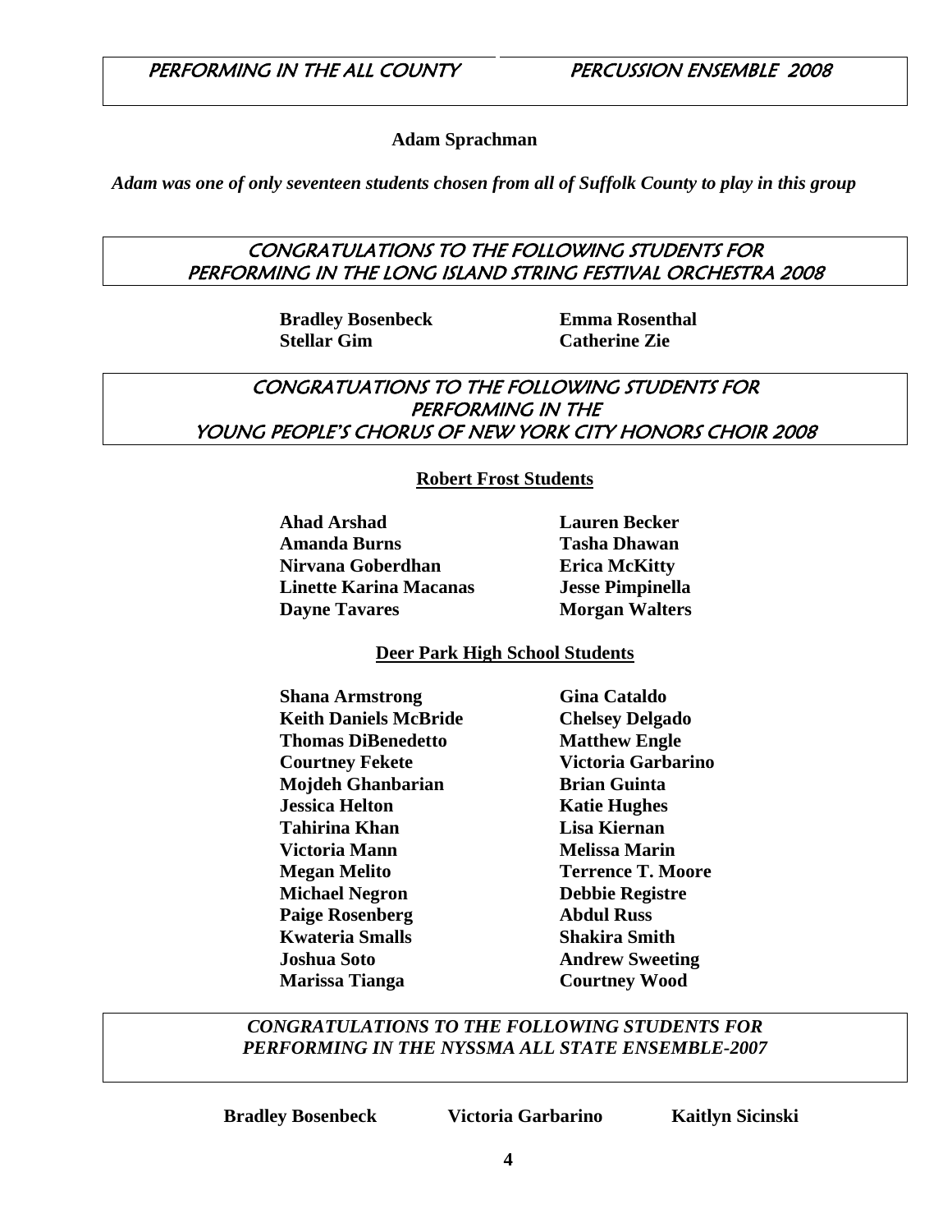## PERFORMING IN THE ALL COUNTY PERCUSSION ENSEMBLE 2008

**Adam Sprachman**

***Adam was one of only seventeen students chosen from all of Suffolk County to play in this group***

## CONGRATULATIONS TO THE FOLLOWING STUDENTS FOR PERFORMING IN THE LONG ISLAND STRING FESTIVAL ORCHESTRA 2008

**Bradley Bosenbeck**
**Emma Rosenthal**
**Stellar Gim**
**Catherine Zie**

## CONGRATUATIONS TO THE FOLLOWING STUDENTS FOR PERFORMING IN THE YOUNG PEOPLE'S CHORUS OF NEW YORK CITY HONORS CHOIR 2008

### Robert Frost Students

**Ahad Arshad**
**Lauren Becker**
**Amanda Burns**
**Tasha Dhawan**
**Nirvana Goberdhan**
**Erica McKitty**
**Linette Karina Macanas**
**Jesse Pimpinella**
**Dayne Tavares**
**Morgan Walters**

### Deer Park High School Students

**Shana Armstrong**
**Gina Cataldo**
**Keith Daniels McBride**
**Chelsey Delgado**
**Thomas DiBenedetto**
**Matthew Engle**
**Courtney Fekete**
**Victoria Garbarino**
**Mojdeh Ghanbarian**
**Brian Guinta**
**Jessica Helton**
**Katie Hughes**
**Tahirina Khan**
**Lisa Kiernan**
**Victoria Mann**
**Melissa Marin**
**Megan Melito**
**Terrence T. Moore**
**Michael Negron**
**Debbie Registre**
**Paige Rosenberg**
**Abdul Russ**
**Kwateria Smalls**
**Shakira Smith**
**Joshua Soto**
**Andrew Sweeting**
**Marissa Tianga**
**Courtney Wood**

## *CONGRATULATIONS TO THE FOLLOWING STUDENTS FOR PERFORMING IN THE NYSSMA ALL STATE ENSEMBLE-2007*

**Bradley Bosenbeck**
**Victoria Garbarino**
**Kaitlyn Sicinski**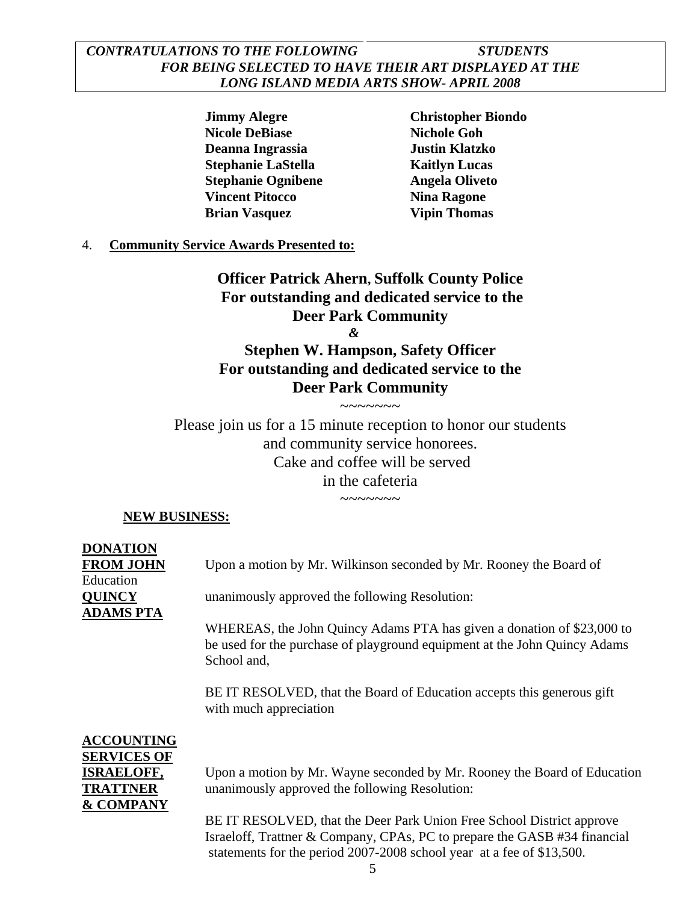***CONTRATULATIONS TO THE FOLLOWING STUDENTS FOR BEING SELECTED TO HAVE THEIR ART DISPLAYED AT THE LONG ISLAND MEDIA ARTS SHOW- APRIL 2008***

| | |
|---|---|
| **Jimmy Alegre** | **Christopher Biondo** |
| **Nicole DeBiase** | **Nichole Goh** |
| **Deanna Ingrassia** | **Justin Klatzko** |
| **Stephanie LaStella** | **Kaitlyn Lucas** |
| **Stephanie Ognibene** | **Angela Oliveto** |
| **Vincent Pitocco** | **Nina Ragone** |
| **Brian Vasquez** | **Vipin Thomas** |

4. **Community Service Awards Presented to:**

**Officer Patrick Ahern, Suffolk County Police**
**For outstanding and dedicated service to the**
**Deer Park Community**

***&***

**Stephen W. Hampson, Safety Officer**
**For outstanding and dedicated service to the**
**Deer Park Community**

~~~~~~~

Please join us for a 15 minute reception to honor our students and community service honorees.
Cake and coffee will be served in the cafeteria

~~~~~~~

**NEW BUSINESS:**

**DONATION FROM JOHN QUINCY ADAMS PTA**

Upon a motion by Mr. Wilkinson seconded by Mr. Rooney the Board of Education unanimously approved the following Resolution:

WHEREAS, the John Quincy Adams PTA has given a donation of $23,000 to be used for the purchase of playground equipment at the John Quincy Adams School and,

BE IT RESOLVED, that the Board of Education accepts this generous gift with much appreciation

**ACCOUNTING SERVICES OF ISRAELOFF, TRATTNER & COMPANY**

Upon a motion by Mr. Wayne seconded by Mr. Rooney the Board of Education unanimously approved the following Resolution:

BE IT RESOLVED, that the Deer Park Union Free School District approve Israeloff, Trattner & Company, CPAs, PC to prepare the GASB #34 financial statements for the period 2007-2008 school year at a fee of $13,500.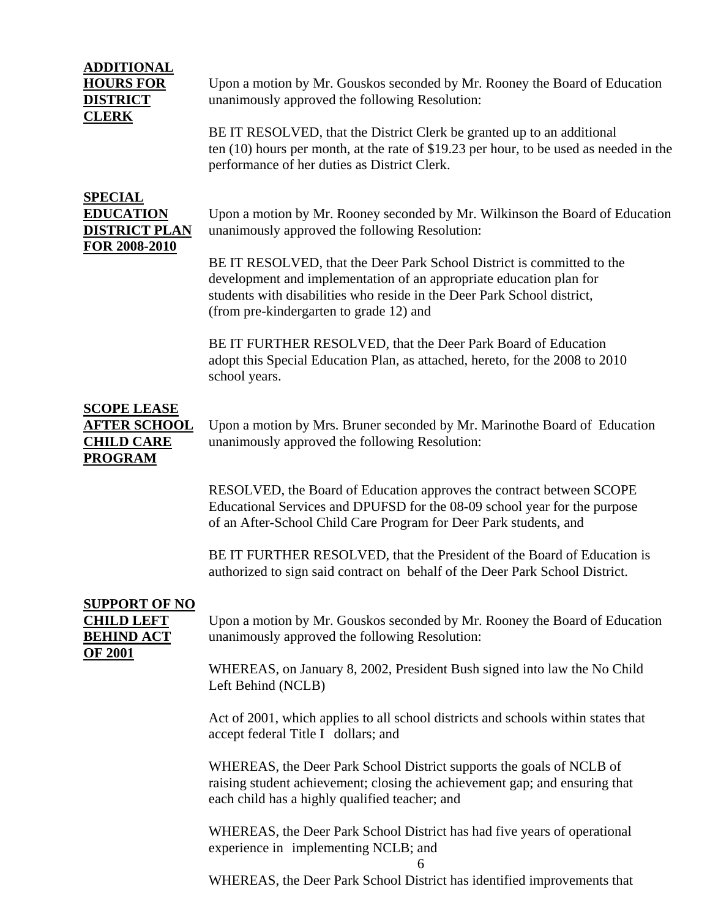**ADDITIONAL HOURS FOR DISTRICT CLERK**

Upon a motion by Mr. Gouskos seconded by Mr. Rooney the Board of Education unanimously approved the following Resolution:

BE IT RESOLVED, that the District Clerk be granted up to an additional ten (10) hours per month, at the rate of $19.23 per hour, to be used as needed in the performance of her duties as District Clerk.

**SPECIAL EDUCATION DISTRICT PLAN FOR 2008-2010**

Upon a motion by Mr. Rooney seconded by Mr. Wilkinson the Board of Education unanimously approved the following Resolution:

BE IT RESOLVED, that the Deer Park School District is committed to the development and implementation of an appropriate education plan for students with disabilities who reside in the Deer Park School district, (from pre-kindergarten to grade 12) and

BE IT FURTHER RESOLVED, that the Deer Park Board of Education adopt this Special Education Plan, as attached, hereto, for the 2008 to 2010 school years.

**SCOPE LEASE AFTER SCHOOL CHILD CARE PROGRAM**

Upon a motion by Mrs. Bruner seconded by Mr. Marinothe Board of Education unanimously approved the following Resolution:

RESOLVED, the Board of Education approves the contract between SCOPE Educational Services and DPUFSD for the 08-09 school year for the purpose of an After-School Child Care Program for Deer Park students, and

BE IT FURTHER RESOLVED, that the President of the Board of Education is authorized to sign said contract on behalf of the Deer Park School District.

**SUPPORT OF NO CHILD LEFT BEHIND ACT OF 2001**

Upon a motion by Mr. Gouskos seconded by Mr. Rooney the Board of Education unanimously approved the following Resolution:

WHEREAS, on January 8, 2002, President Bush signed into law the No Child Left Behind (NCLB)

Act of 2001, which applies to all school districts and schools within states that accept federal Title I dollars; and

WHEREAS, the Deer Park School District supports the goals of NCLB of raising student achievement; closing the achievement gap; and ensuring that each child has a highly qualified teacher; and

WHEREAS, the Deer Park School District has had five years of operational experience in implementing NCLB; and

WHEREAS, the Deer Park School District has identified improvements that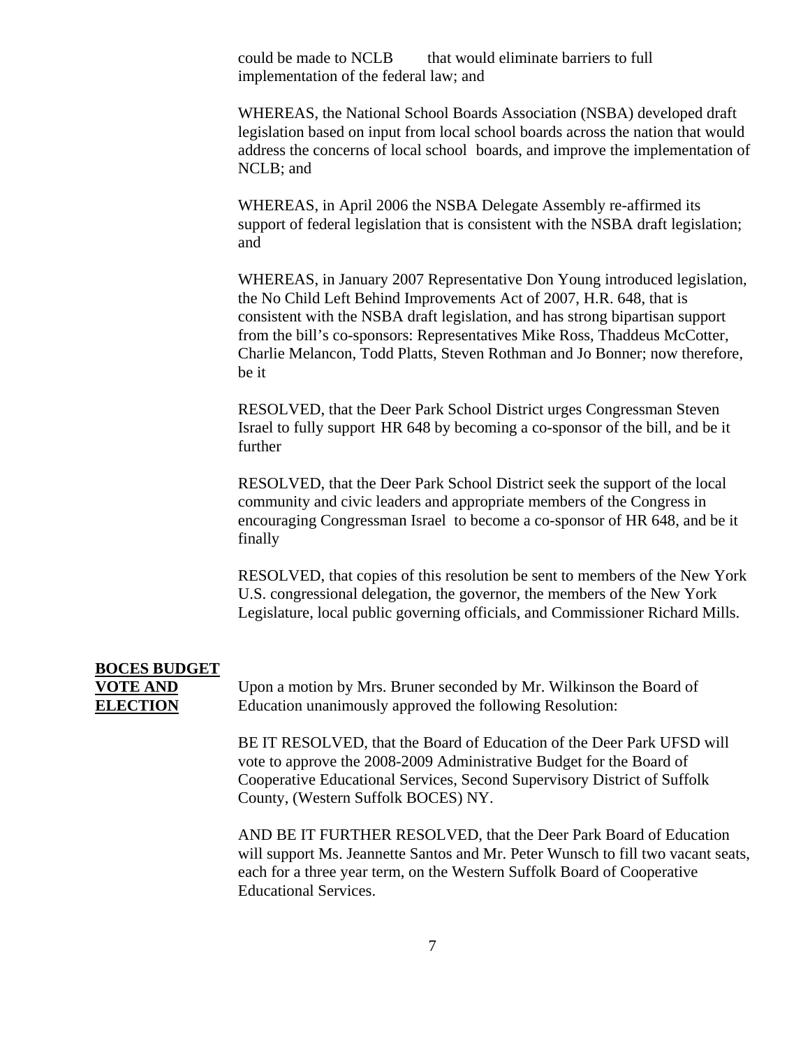could be made to NCLB that would eliminate barriers to full implementation of the federal law; and

WHEREAS, the National School Boards Association (NSBA) developed draft legislation based on input from local school boards across the nation that would address the concerns of local school boards, and improve the implementation of NCLB; and

WHEREAS, in April 2006 the NSBA Delegate Assembly re-affirmed its support of federal legislation that is consistent with the NSBA draft legislation; and

WHEREAS, in January 2007 Representative Don Young introduced legislation, the No Child Left Behind Improvements Act of 2007, H.R. 648, that is consistent with the NSBA draft legislation, and has strong bipartisan support from the bill's co-sponsors: Representatives Mike Ross, Thaddeus McCotter, Charlie Melancon, Todd Platts, Steven Rothman and Jo Bonner; now therefore, be it

RESOLVED, that the Deer Park School District urges Congressman Steven Israel to fully support HR 648 by becoming a co-sponsor of the bill, and be it further

RESOLVED, that the Deer Park School District seek the support of the local community and civic leaders and appropriate members of the Congress in encouraging Congressman Israel to become a co-sponsor of HR 648, and be it finally

RESOLVED, that copies of this resolution be sent to members of the New York U.S. congressional delegation, the governor, the members of the New York Legislature, local public governing officials, and Commissioner Richard Mills.

**BOCES BUDGET VOTE AND ELECTION**

Upon a motion by Mrs. Bruner seconded by Mr. Wilkinson the Board of Education unanimously approved the following Resolution:

BE IT RESOLVED, that the Board of Education of the Deer Park UFSD will vote to approve the 2008-2009 Administrative Budget for the Board of Cooperative Educational Services, Second Supervisory District of Suffolk County, (Western Suffolk BOCES) NY.

AND BE IT FURTHER RESOLVED, that the Deer Park Board of Education will support Ms. Jeannette Santos and Mr. Peter Wunsch to fill two vacant seats, each for a three year term, on the Western Suffolk Board of Cooperative Educational Services.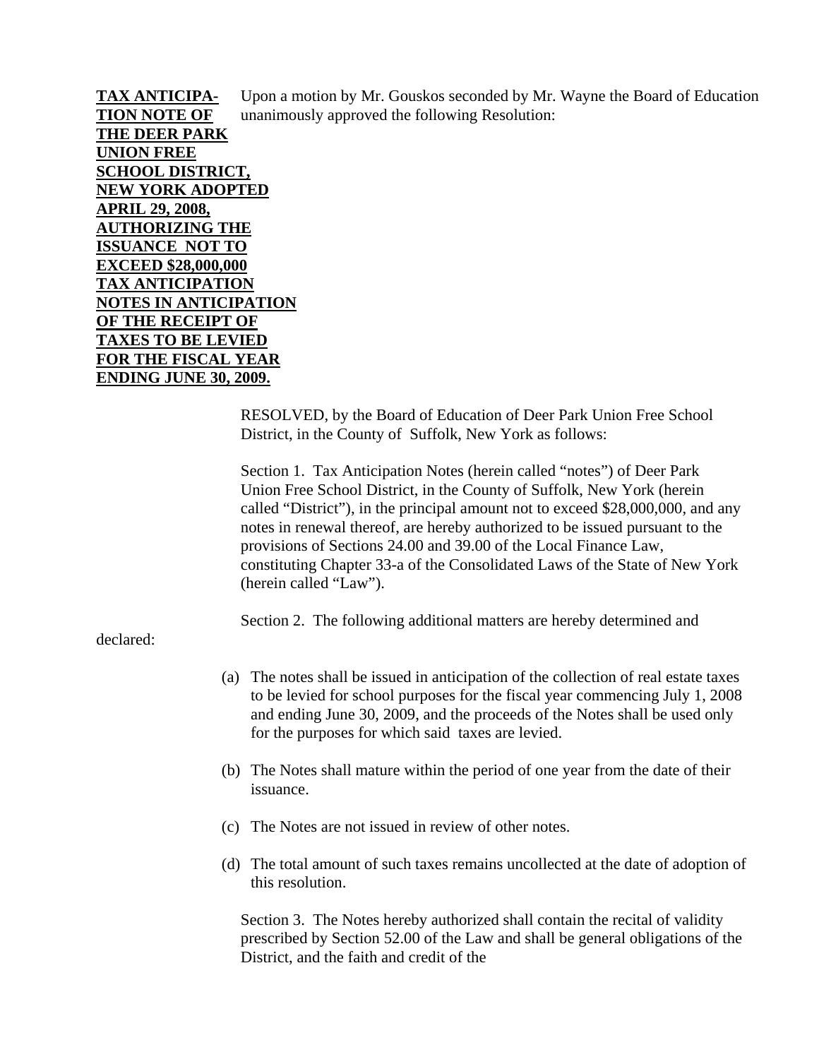**TAX ANTICIPATION NOTE OF THE DEER PARK UNION FREE SCHOOL DISTRICT, NEW YORK ADOPTED APRIL 29, 2008, AUTHORIZING THE ISSUANCE NOT TO EXCEED $28,000,000 TAX ANTICIPATION NOTES IN ANTICIPATION OF THE RECEIPT OF TAXES TO BE LEVIED FOR THE FISCAL YEAR ENDING JUNE 30, 2009.**

Upon a motion by Mr. Gouskos seconded by Mr. Wayne the Board of Education unanimously approved the following Resolution:

RESOLVED, by the Board of Education of Deer Park Union Free School District, in the County of Suffolk, New York as follows:

Section 1. Tax Anticipation Notes (herein called "notes") of Deer Park Union Free School District, in the County of Suffolk, New York (herein called "District"), in the principal amount not to exceed $28,000,000, and any notes in renewal thereof, are hereby authorized to be issued pursuant to the provisions of Sections 24.00 and 39.00 of the Local Finance Law, constituting Chapter 33-a of the Consolidated Laws of the State of New York (herein called "Law").

Section 2. The following additional matters are hereby determined and declared:

(a) The notes shall be issued in anticipation of the collection of real estate taxes to be levied for school purposes for the fiscal year commencing July 1, 2008 and ending June 30, 2009, and the proceeds of the Notes shall be used only for the purposes for which said taxes are levied.

(b) The Notes shall mature within the period of one year from the date of their issuance.

(c) The Notes are not issued in review of other notes.

(d) The total amount of such taxes remains uncollected at the date of adoption of this resolution.

Section 3. The Notes hereby authorized shall contain the recital of validity prescribed by Section 52.00 of the Law and shall be general obligations of the District, and the faith and credit of the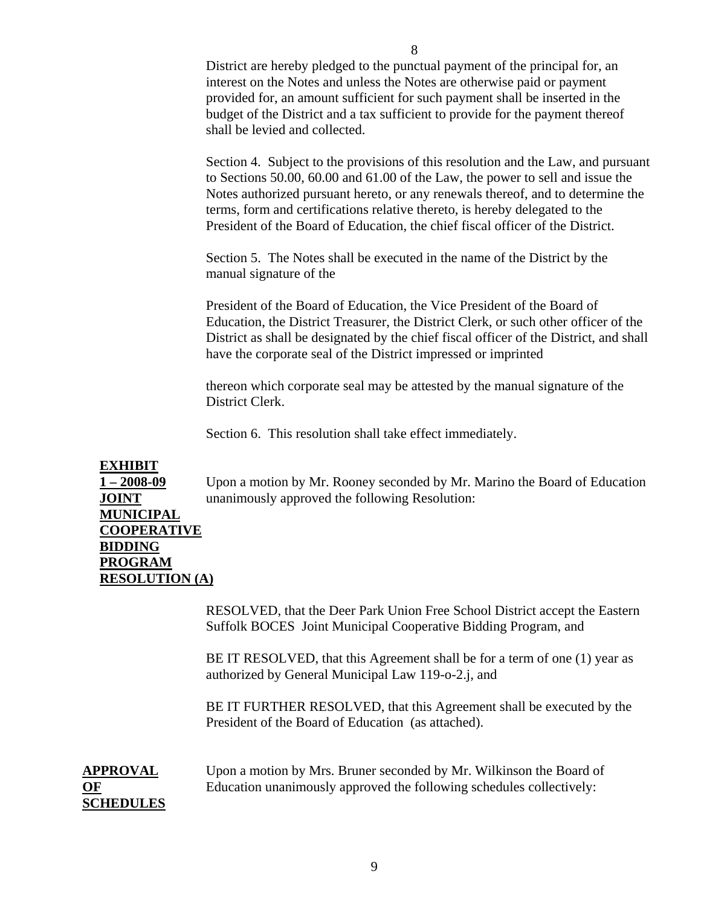District are hereby pledged to the punctual payment of the principal for, an interest on the Notes and unless the Notes are otherwise paid or payment provided for, an amount sufficient for such payment shall be inserted in the budget of the District and a tax sufficient to provide for the payment thereof shall be levied and collected.

Section 4. Subject to the provisions of this resolution and the Law, and pursuant to Sections 50.00, 60.00 and 61.00 of the Law, the power to sell and issue the Notes authorized pursuant hereto, or any renewals thereof, and to determine the terms, form and certifications relative thereto, is hereby delegated to the President of the Board of Education, the chief fiscal officer of the District.

Section 5. The Notes shall be executed in the name of the District by the manual signature of the

President of the Board of Education, the Vice President of the Board of Education, the District Treasurer, the District Clerk, or such other officer of the District as shall be designated by the chief fiscal officer of the District, and shall have the corporate seal of the District impressed or imprinted

thereon which corporate seal may be attested by the manual signature of the District Clerk.

Section 6. This resolution shall take effect immediately.

**EXHIBIT 1 – 2008-09 JOINT MUNICIPAL COOPERATIVE BIDDING PROGRAM RESOLUTION (A)**

Upon a motion by Mr. Rooney seconded by Mr. Marino the Board of Education unanimously approved the following Resolution:

RESOLVED, that the Deer Park Union Free School District accept the Eastern Suffolk BOCES Joint Municipal Cooperative Bidding Program, and

BE IT RESOLVED, that this Agreement shall be for a term of one (1) year as authorized by General Municipal Law 119-o-2.j, and

BE IT FURTHER RESOLVED, that this Agreement shall be executed by the President of the Board of Education (as attached).

**APPROVAL OF SCHEDULES**

Upon a motion by Mrs. Bruner seconded by Mr. Wilkinson the Board of Education unanimously approved the following schedules collectively: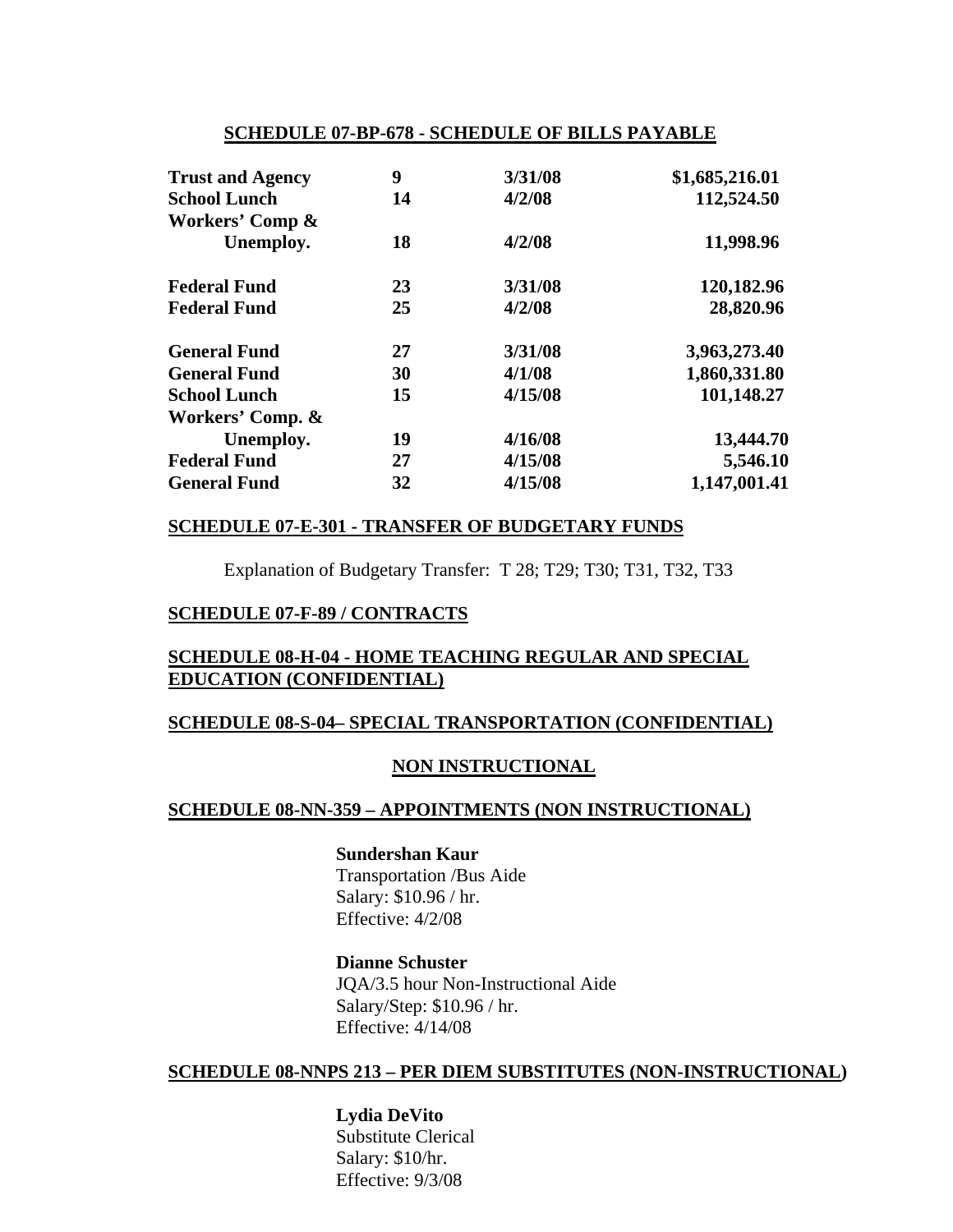## SCHEDULE 07-BP-678 - SCHEDULE OF BILLS PAYABLE

| | | | |
|---|---|---|---|
| **Trust and Agency** | **9** | **3/31/08** | **$1,685,216.01** |
| **School Lunch** | **14** | **4/2/08** | **112,524.50** |
| **Workers' Comp & Unemploy.** | **18** | **4/2/08** | **11,998.96** |
| **Federal Fund** | **23** | **3/31/08** | **120,182.96** |
| **Federal Fund** | **25** | **4/2/08** | **28,820.96** |
| **General Fund** | **27** | **3/31/08** | **3,963,273.40** |
| **General Fund** | **30** | **4/1/08** | **1,860,331.80** |
| **School Lunch** | **15** | **4/15/08** | **101,148.27** |
| **Workers' Comp. & Unemploy.** | **19** | **4/16/08** | **13,444.70** |
| **Federal Fund** | **27** | **4/15/08** | **5,546.10** |
| **General Fund** | **32** | **4/15/08** | **1,147,001.41** |

## SCHEDULE 07-E-301 - TRANSFER OF BUDGETARY FUNDS

Explanation of Budgetary Transfer: T 28; T29; T30; T31, T32, T33

## SCHEDULE 07-F-89 / CONTRACTS

## SCHEDULE 08-H-04 - HOME TEACHING REGULAR AND SPECIAL EDUCATION (CONFIDENTIAL)

## SCHEDULE 08-S-04– SPECIAL TRANSPORTATION (CONFIDENTIAL)

## NON INSTRUCTIONAL

## SCHEDULE 08-NN-359 – APPOINTMENTS (NON INSTRUCTIONAL)

**Sundershan Kaur**
Transportation /Bus Aide
Salary: $10.96 / hr.
Effective: 4/2/08

**Dianne Schuster**
JQA/3.5 hour Non-Instructional Aide
Salary/Step: $10.96 / hr.
Effective: 4/14/08

## SCHEDULE 08-NNPS 213 – PER DIEM SUBSTITUTES (NON-INSTRUCTIONAL)

**Lydia DeVito**
Substitute Clerical
Salary: $10/hr.
Effective: 9/3/08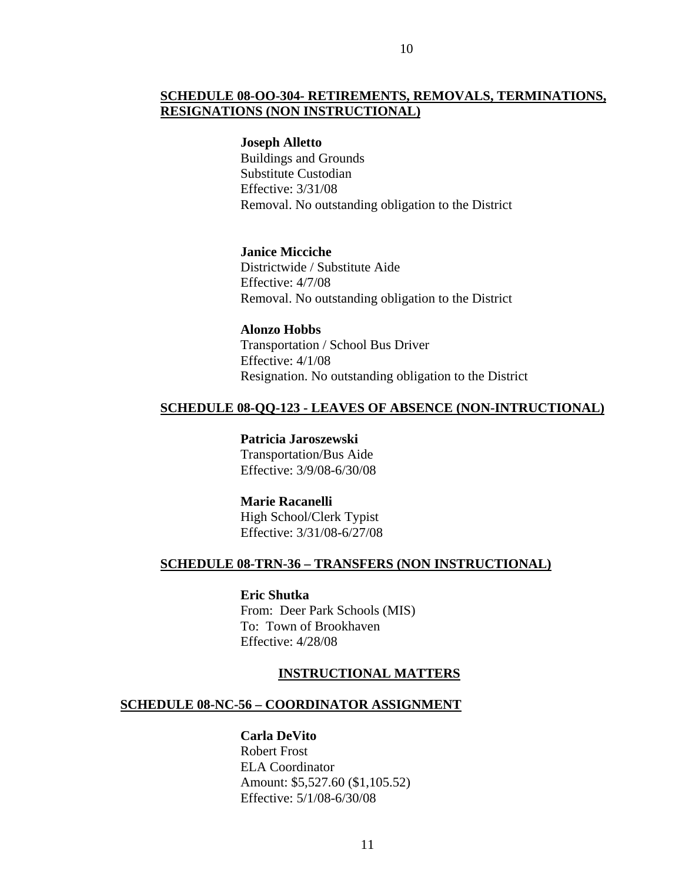**SCHEDULE 08-OO-304- RETIREMENTS, REMOVALS, TERMINATIONS, RESIGNATIONS (NON INSTRUCTIONAL)**

**Joseph Alletto**
Buildings and Grounds
Substitute Custodian
Effective: 3/31/08
Removal. No outstanding obligation to the District

**Janice Micciche**
Districtwide / Substitute Aide
Effective: 4/7/08
Removal. No outstanding obligation to the District

**Alonzo Hobbs**
Transportation / School Bus Driver
Effective: 4/1/08
Resignation. No outstanding obligation to the District

**SCHEDULE 08-QQ-123 - LEAVES OF ABSENCE (NON-INTRUCTIONAL)**

**Patricia Jaroszewski**
Transportation/Bus Aide
Effective: 3/9/08-6/30/08

**Marie Racanelli**
High School/Clerk Typist
Effective: 3/31/08-6/27/08

**SCHEDULE 08-TRN-36 – TRANSFERS (NON INSTRUCTIONAL)**

**Eric Shutka**
From: Deer Park Schools (MIS)
To: Town of Brookhaven
Effective: 4/28/08

**INSTRUCTIONAL MATTERS**

**SCHEDULE 08-NC-56 – COORDINATOR ASSIGNMENT**

**Carla DeVito**
Robert Frost
ELA Coordinator
Amount: $5,527.60 ($1,105.52)
Effective: 5/1/08-6/30/08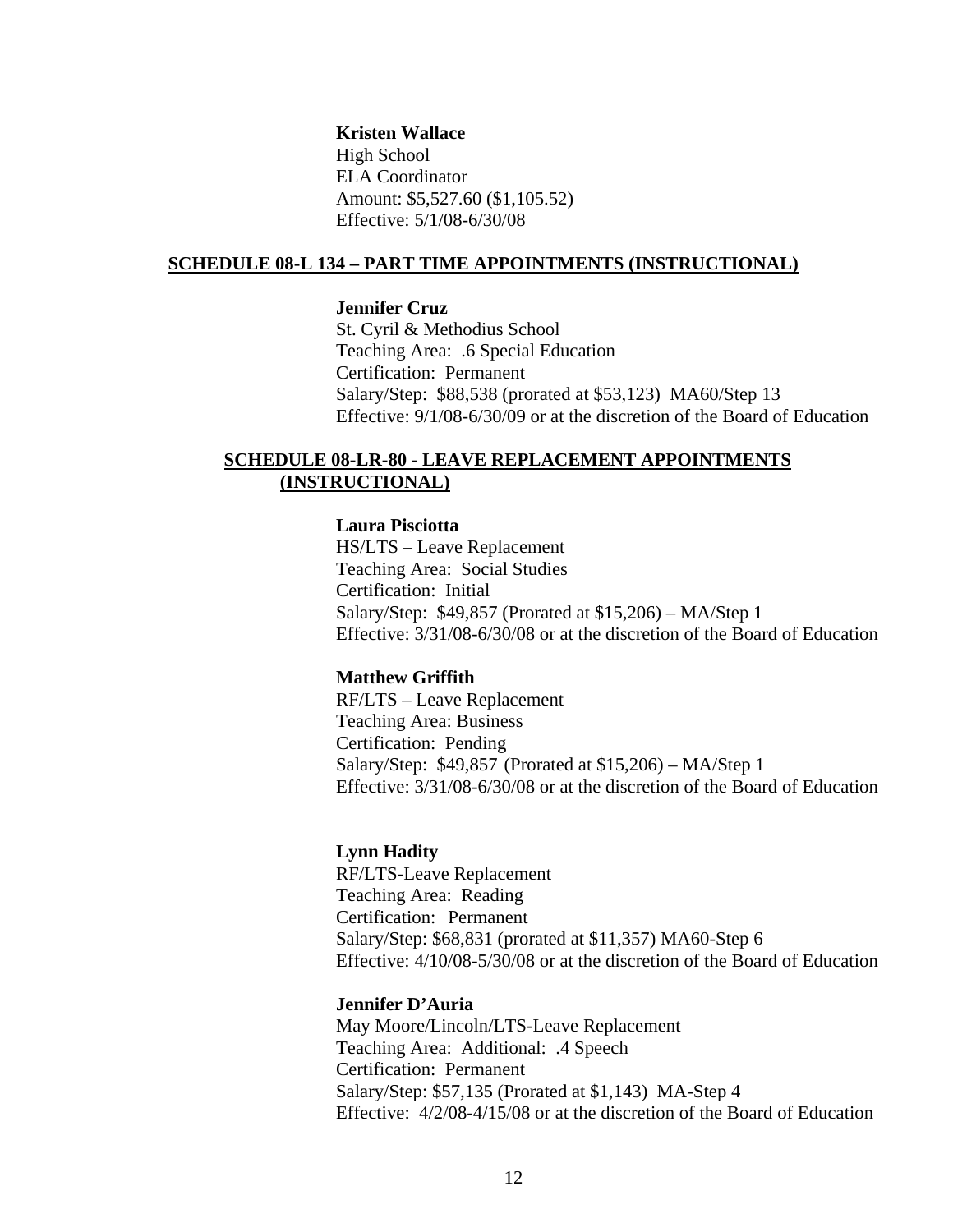**Kristen Wallace**
High School
ELA Coordinator
Amount: $5,527.60 ($1,105.52)
Effective: 5/1/08-6/30/08

## SCHEDULE 08-L 134 – PART TIME APPOINTMENTS (INSTRUCTIONAL)

**Jennifer Cruz**
St. Cyril & Methodius School
Teaching Area: .6 Special Education
Certification: Permanent
Salary/Step: $88,538 (prorated at $53,123) MA60/Step 13
Effective: 9/1/08-6/30/09 or at the discretion of the Board of Education

## SCHEDULE 08-LR-80 - LEAVE REPLACEMENT APPOINTMENTS (INSTRUCTIONAL)

**Laura Pisciotta**
HS/LTS – Leave Replacement
Teaching Area: Social Studies
Certification: Initial
Salary/Step: $49,857 (Prorated at $15,206) – MA/Step 1
Effective: 3/31/08-6/30/08 or at the discretion of the Board of Education

**Matthew Griffith**
RF/LTS – Leave Replacement
Teaching Area: Business
Certification: Pending
Salary/Step: $49,857 (Prorated at $15,206) – MA/Step 1
Effective: 3/31/08-6/30/08 or at the discretion of the Board of Education

**Lynn Hadity**
RF/LTS-Leave Replacement
Teaching Area: Reading
Certification: Permanent
Salary/Step: $68,831 (prorated at $11,357) MA60-Step 6
Effective: 4/10/08-5/30/08 or at the discretion of the Board of Education

**Jennifer D'Auria**
May Moore/Lincoln/LTS-Leave Replacement
Teaching Area: Additional: .4 Speech
Certification: Permanent
Salary/Step: $57,135 (Prorated at $1,143) MA-Step 4
Effective: 4/2/08-4/15/08 or at the discretion of the Board of Education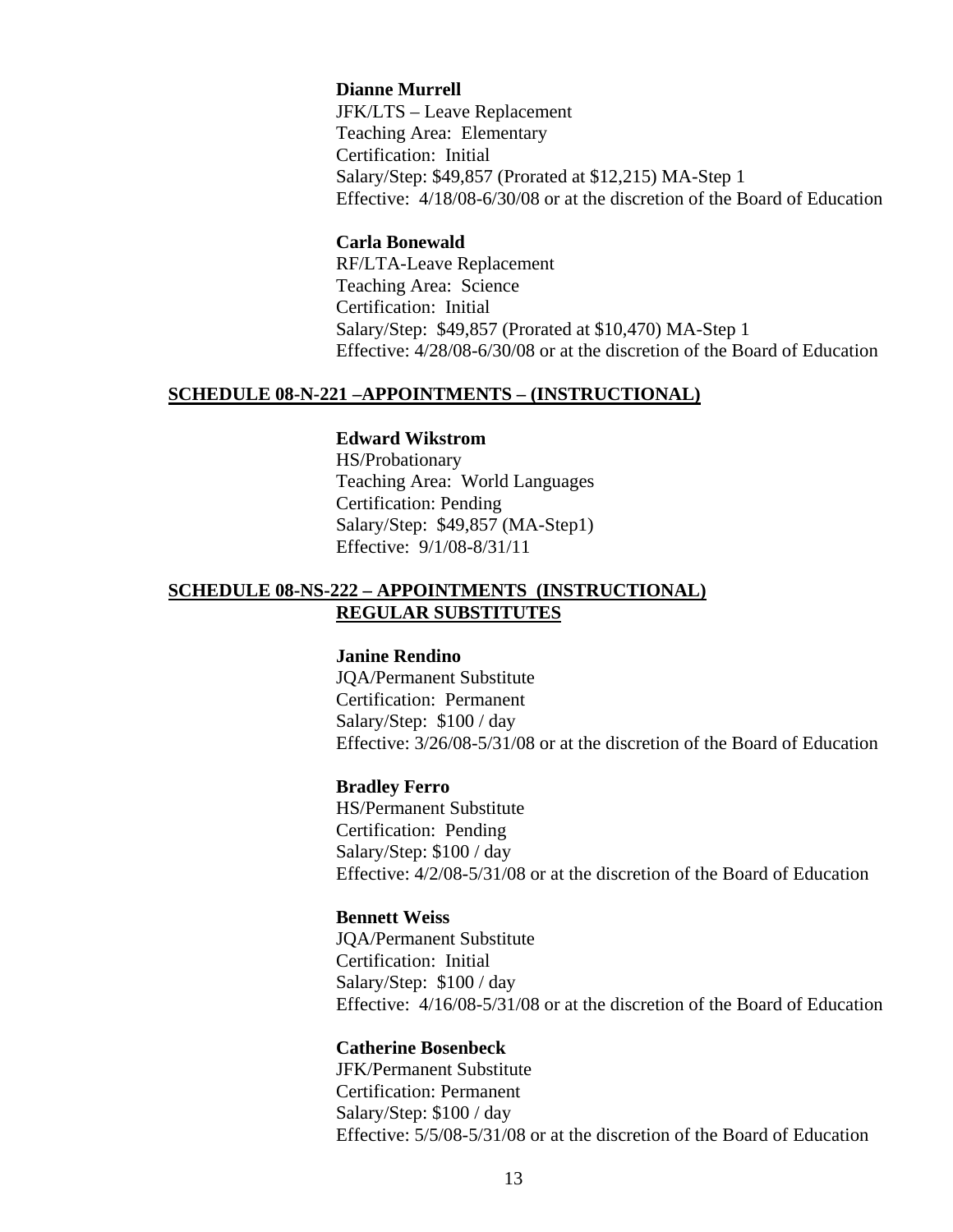**Dianne Murrell**
JFK/LTS – Leave Replacement
Teaching Area: Elementary
Certification: Initial
Salary/Step: $49,857 (Prorated at $12,215) MA-Step 1
Effective: 4/18/08-6/30/08 or at the discretion of the Board of Education

**Carla Bonewald**
RF/LTA-Leave Replacement
Teaching Area: Science
Certification: Initial
Salary/Step: $49,857 (Prorated at $10,470) MA-Step 1
Effective: 4/28/08-6/30/08 or at the discretion of the Board of Education

## SCHEDULE 08-N-221 –APPOINTMENTS – (INSTRUCTIONAL)

**Edward Wikstrom**
HS/Probationary
Teaching Area: World Languages
Certification: Pending
Salary/Step: $49,857 (MA-Step1)
Effective: 9/1/08-8/31/11

## SCHEDULE 08-NS-222 – APPOINTMENTS (INSTRUCTIONAL) REGULAR SUBSTITUTES

**Janine Rendino**
JQA/Permanent Substitute
Certification: Permanent
Salary/Step: $100 / day
Effective: 3/26/08-5/31/08 or at the discretion of the Board of Education

**Bradley Ferro**
HS/Permanent Substitute
Certification: Pending
Salary/Step: $100 / day
Effective: 4/2/08-5/31/08 or at the discretion of the Board of Education

**Bennett Weiss**
JQA/Permanent Substitute
Certification: Initial
Salary/Step: $100 / day
Effective: 4/16/08-5/31/08 or at the discretion of the Board of Education

**Catherine Bosenbeck**
JFK/Permanent Substitute
Certification: Permanent
Salary/Step: $100 / day
Effective: 5/5/08-5/31/08 or at the discretion of the Board of Education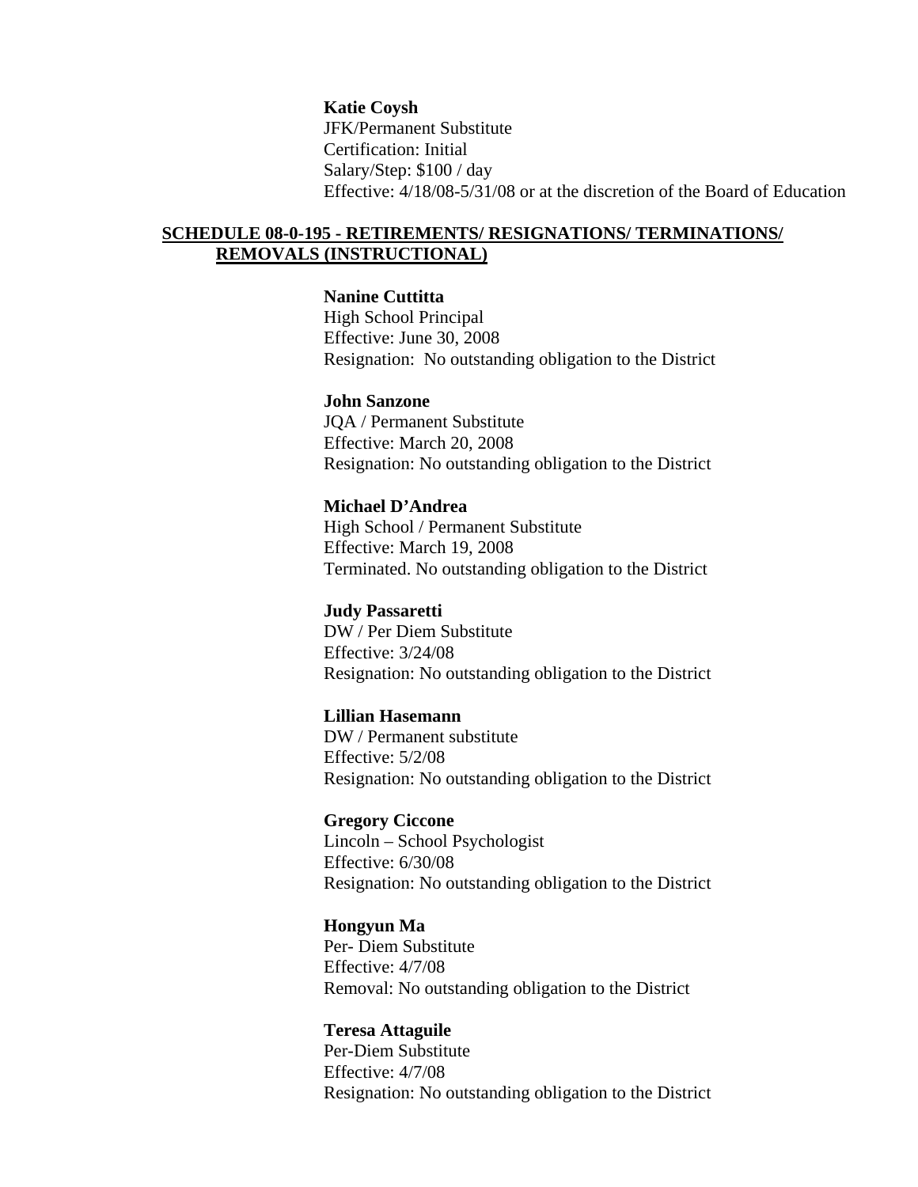**Katie Coysh**
JFK/Permanent Substitute
Certification: Initial
Salary/Step: $100 / day
Effective: 4/18/08-5/31/08 or at the discretion of the Board of Education

**SCHEDULE 08-0-195 - RETIREMENTS/ RESIGNATIONS/ TERMINATIONS/ REMOVALS (INSTRUCTIONAL)**

**Nanine Cuttitta**
High School Principal
Effective: June 30, 2008
Resignation: No outstanding obligation to the District

**John Sanzone**
JQA / Permanent Substitute
Effective: March 20, 2008
Resignation: No outstanding obligation to the District

**Michael D'Andrea**
High School / Permanent Substitute
Effective: March 19, 2008
Terminated. No outstanding obligation to the District

**Judy Passaretti**
DW / Per Diem Substitute
Effective: 3/24/08
Resignation: No outstanding obligation to the District

**Lillian Hasemann**
DW / Permanent substitute
Effective: 5/2/08
Resignation: No outstanding obligation to the District

**Gregory Ciccone**
Lincoln – School Psychologist
Effective: 6/30/08
Resignation: No outstanding obligation to the District

**Hongyun Ma**
Per- Diem Substitute
Effective: 4/7/08
Removal: No outstanding obligation to the District

**Teresa Attaguile**
Per-Diem Substitute
Effective: 4/7/08
Resignation: No outstanding obligation to the District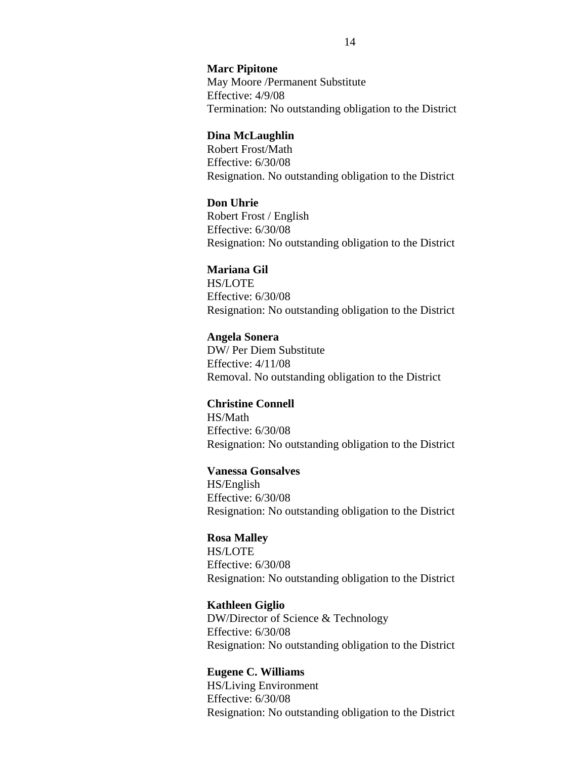**Marc Pipitone**
May Moore /Permanent Substitute
Effective: 4/9/08
Termination: No outstanding obligation to the District

**Dina McLaughlin**
Robert Frost/Math
Effective: 6/30/08
Resignation. No outstanding obligation to the District

**Don Uhrie**
Robert Frost / English
Effective: 6/30/08
Resignation: No outstanding obligation to the District

**Mariana Gil**
HS/LOTE
Effective: 6/30/08
Resignation: No outstanding obligation to the District

**Angela Sonera**
DW/ Per Diem Substitute
Effective: 4/11/08
Removal. No outstanding obligation to the District

**Christine Connell**
HS/Math
Effective: 6/30/08
Resignation: No outstanding obligation to the District

**Vanessa Gonsalves**
HS/English
Effective: 6/30/08
Resignation: No outstanding obligation to the District

**Rosa Malley**
HS/LOTE
Effective: 6/30/08
Resignation: No outstanding obligation to the District

**Kathleen Giglio**
DW/Director of Science & Technology
Effective: 6/30/08
Resignation: No outstanding obligation to the District

**Eugene C. Williams**
HS/Living Environment
Effective: 6/30/08
Resignation: No outstanding obligation to the District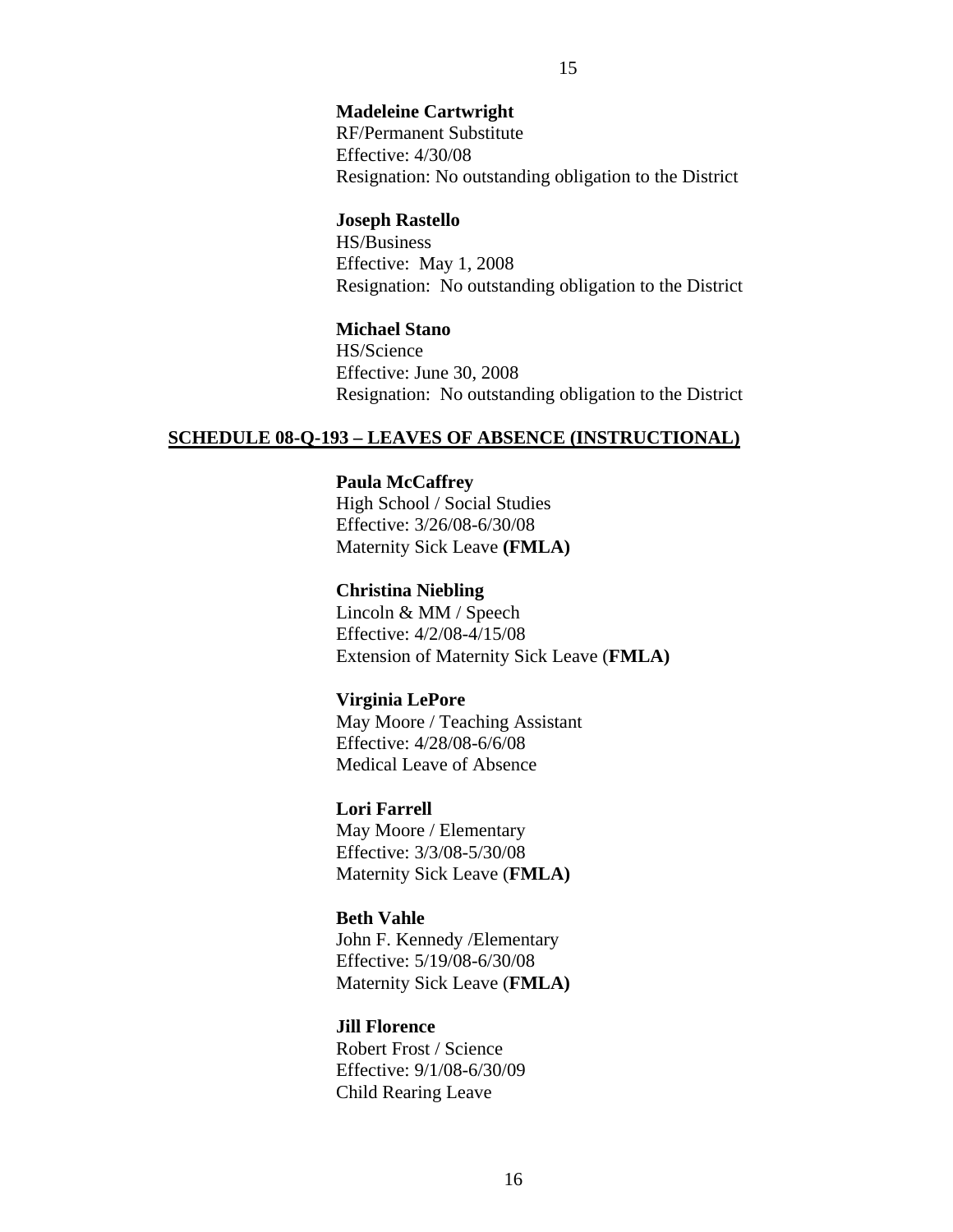**Madeleine Cartwright**
RF/Permanent Substitute
Effective: 4/30/08
Resignation: No outstanding obligation to the District

**Joseph Rastello**
HS/Business
Effective: May 1, 2008
Resignation: No outstanding obligation to the District

**Michael Stano**
HS/Science
Effective: June 30, 2008
Resignation: No outstanding obligation to the District

**SCHEDULE 08-Q-193 – LEAVES OF ABSENCE (INSTRUCTIONAL)**

**Paula McCaffrey**
High School / Social Studies
Effective: 3/26/08-6/30/08
Maternity Sick Leave **(FMLA)**

**Christina Niebling**
Lincoln & MM / Speech
Effective: 4/2/08-4/15/08
Extension of Maternity Sick Leave (**FMLA)**

**Virginia LePore**
May Moore / Teaching Assistant
Effective: 4/28/08-6/6/08
Medical Leave of Absence

**Lori Farrell**
May Moore / Elementary
Effective: 3/3/08-5/30/08
Maternity Sick Leave (**FMLA)**

**Beth Vahle**
John F. Kennedy /Elementary
Effective: 5/19/08-6/30/08
Maternity Sick Leave (**FMLA)**

**Jill Florence**
Robert Frost / Science
Effective: 9/1/08-6/30/09
Child Rearing Leave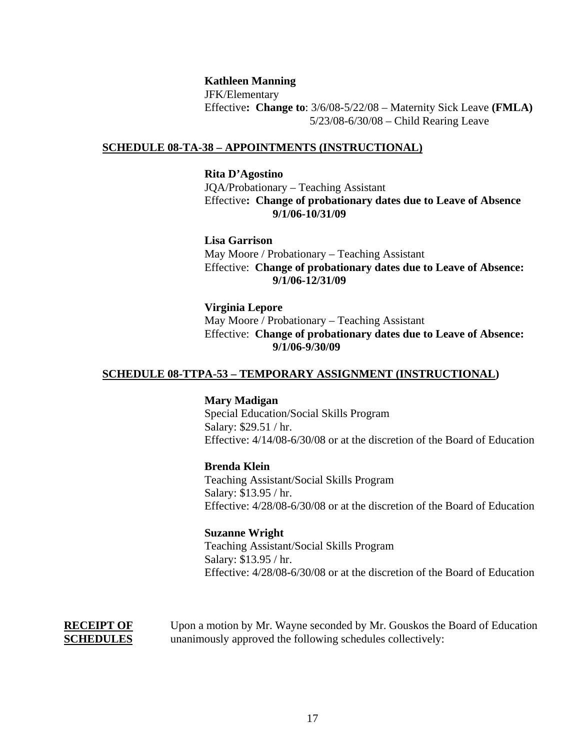**Kathleen Manning**
JFK/Elementary
Effective**: Change to**: 3/6/08-5/22/08 – Maternity Sick Leave **(FMLA)**
5/23/08-6/30/08 – Child Rearing Leave

**SCHEDULE 08-TA-38 – APPOINTMENTS (INSTRUCTIONAL)**

**Rita D'Agostino**
JQA/Probationary – Teaching Assistant
Effective**: Change of probationary dates due to Leave of Absence 9/1/06-10/31/09**

**Lisa Garrison**
May Moore / Probationary – Teaching Assistant
Effective: **Change of probationary dates due to Leave of Absence: 9/1/06-12/31/09**

**Virginia Lepore**
May Moore / Probationary – Teaching Assistant
Effective: **Change of probationary dates due to Leave of Absence: 9/1/06-9/30/09**

**SCHEDULE 08-TTPA-53 – TEMPORARY ASSIGNMENT (INSTRUCTIONAL)**

**Mary Madigan**
Special Education/Social Skills Program
Salary: $29.51 / hr.
Effective: 4/14/08-6/30/08 or at the discretion of the Board of Education

**Brenda Klein**
Teaching Assistant/Social Skills Program
Salary: $13.95 / hr.
Effective: 4/28/08-6/30/08 or at the discretion of the Board of Education

**Suzanne Wright**
Teaching Assistant/Social Skills Program
Salary: $13.95 / hr.
Effective: 4/28/08-6/30/08 or at the discretion of the Board of Education

**RECEIPT OF SCHEDULES**

Upon a motion by Mr. Wayne seconded by Mr. Gouskos the Board of Education unanimously approved the following schedules collectively: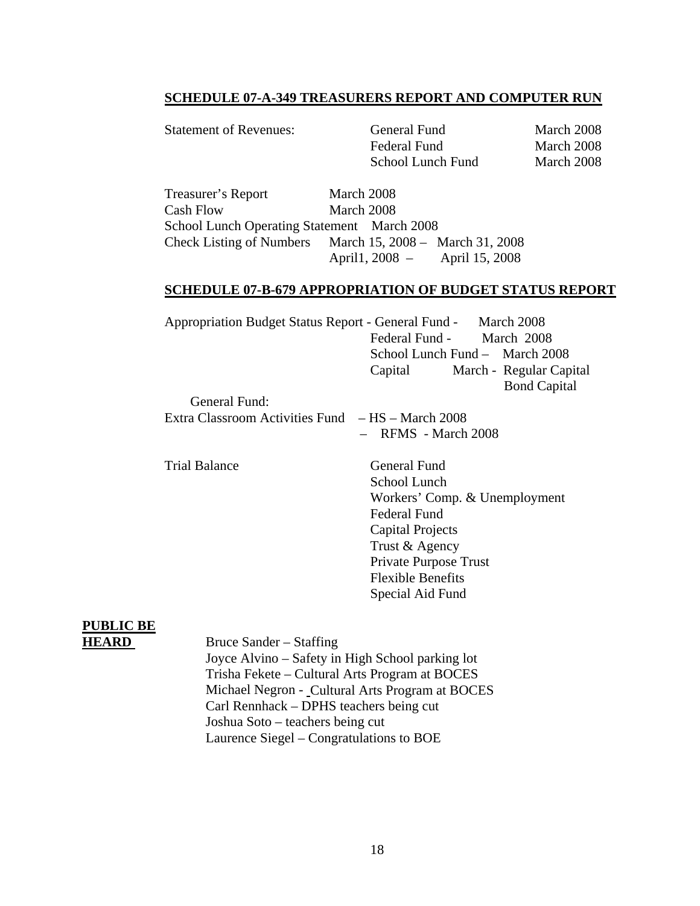**SCHEDULE 07-A-349 TREASURERS REPORT AND COMPUTER RUN**

| | | |
|---|---|---|
| Statement of Revenues: | General Fund | March 2008 |
| | Federal Fund | March 2008 |
| | School Lunch Fund | March 2008 |

Treasurer's Report March 2008
Cash Flow March 2008
School Lunch Operating Statement March 2008
Check Listing of Numbers March 15, 2008 – March 31, 2008
April1, 2008 – April 15, 2008

**SCHEDULE 07-B-679 APPROPRIATION OF BUDGET STATUS REPORT**

Appropriation Budget Status Report - General Fund - March 2008
Federal Fund - March 2008
School Lunch Fund – March 2008
Capital March - Regular Capital
Bond Capital

General Fund:
Extra Classroom Activities Fund – HS – March 2008
– RFMS - March 2008

Trial Balance
- General Fund
- School Lunch
- Workers' Comp. & Unemployment
- Federal Fund
- Capital Projects
- Trust & Agency
- Private Purpose Trust
- Flexible Benefits
- Special Aid Fund

**PUBLIC BE HEARD**

Bruce Sander – Staffing
Joyce Alvino – Safety in High School parking lot
Trisha Fekete – Cultural Arts Program at BOCES
Michael Negron - Cultural Arts Program at BOCES
Carl Rennhack – DPHS teachers being cut
Joshua Soto – teachers being cut
Laurence Siegel – Congratulations to BOE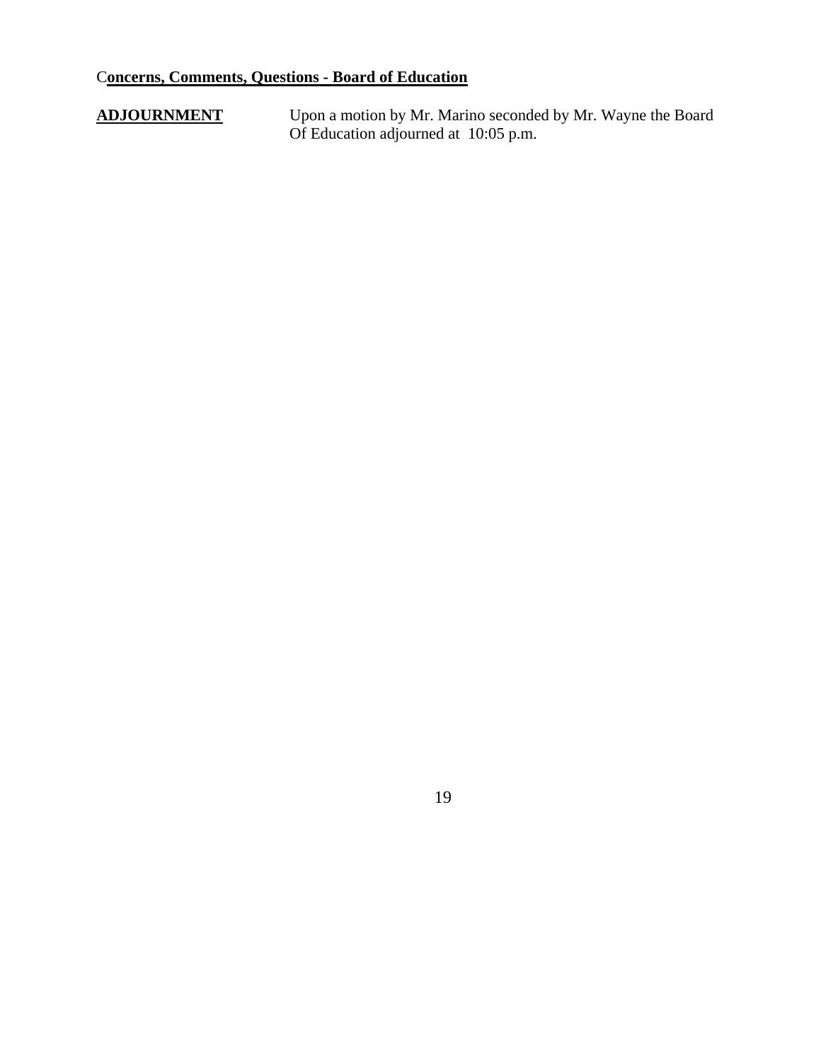**Concerns, Comments, Questions - Board of Education**

**ADJOURNMENT** Upon a motion by Mr. Marino seconded by Mr. Wayne the Board Of Education adjourned at 10:05 p.m.